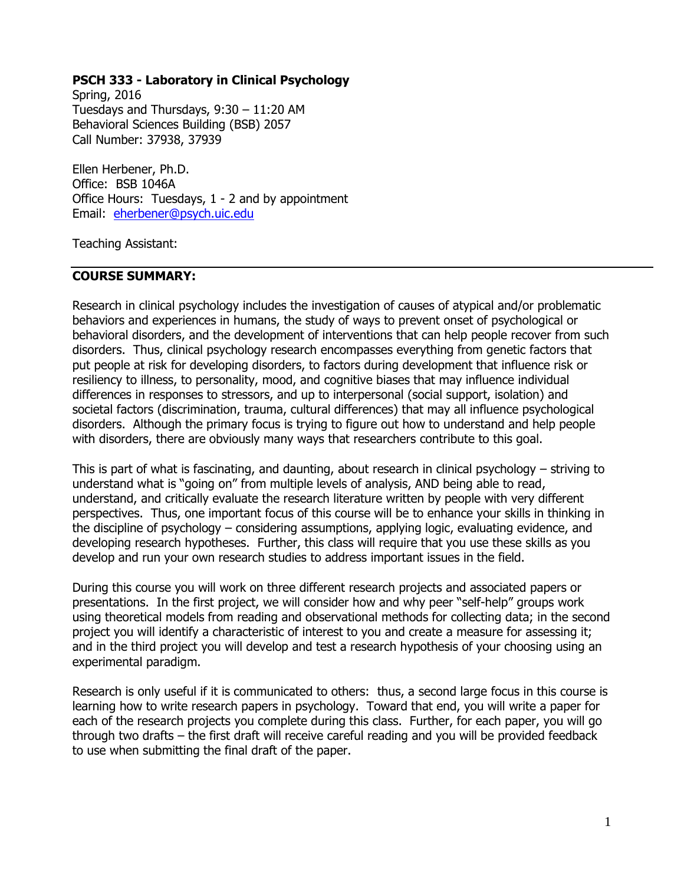**PSCH 333 - Laboratory in Clinical Psychology**
Spring, 2016
Tuesdays and Thursdays, 9:30 – 11:20 AM
Behavioral Sciences Building (BSB) 2057
Call Number: 37938, 37939

Ellen Herbener, Ph.D.
Office: BSB 1046A
Office Hours: Tuesdays, 1 - 2 and by appointment
Email: eherbener@psych.uic.edu

Teaching Assistant:

---

## COURSE SUMMARY:

Research in clinical psychology includes the investigation of causes of atypical and/or problematic behaviors and experiences in humans, the study of ways to prevent onset of psychological or behavioral disorders, and the development of interventions that can help people recover from such disorders. Thus, clinical psychology research encompasses everything from genetic factors that put people at risk for developing disorders, to factors during development that influence risk or resiliency to illness, to personality, mood, and cognitive biases that may influence individual differences in responses to stressors, and up to interpersonal (social support, isolation) and societal factors (discrimination, trauma, cultural differences) that may all influence psychological disorders. Although the primary focus is trying to figure out how to understand and help people with disorders, there are obviously many ways that researchers contribute to this goal.

This is part of what is fascinating, and daunting, about research in clinical psychology – striving to understand what is "going on" from multiple levels of analysis, AND being able to read, understand, and critically evaluate the research literature written by people with very different perspectives. Thus, one important focus of this course will be to enhance your skills in thinking in the discipline of psychology – considering assumptions, applying logic, evaluating evidence, and developing research hypotheses. Further, this class will require that you use these skills as you develop and run your own research studies to address important issues in the field.

During this course you will work on three different research projects and associated papers or presentations. In the first project, we will consider how and why peer "self-help" groups work using theoretical models from reading and observational methods for collecting data; in the second project you will identify a characteristic of interest to you and create a measure for assessing it; and in the third project you will develop and test a research hypothesis of your choosing using an experimental paradigm.

Research is only useful if it is communicated to others: thus, a second large focus in this course is learning how to write research papers in psychology. Toward that end, you will write a paper for each of the research projects you complete during this class. Further, for each paper, you will go through two drafts – the first draft will receive careful reading and you will be provided feedback to use when submitting the final draft of the paper.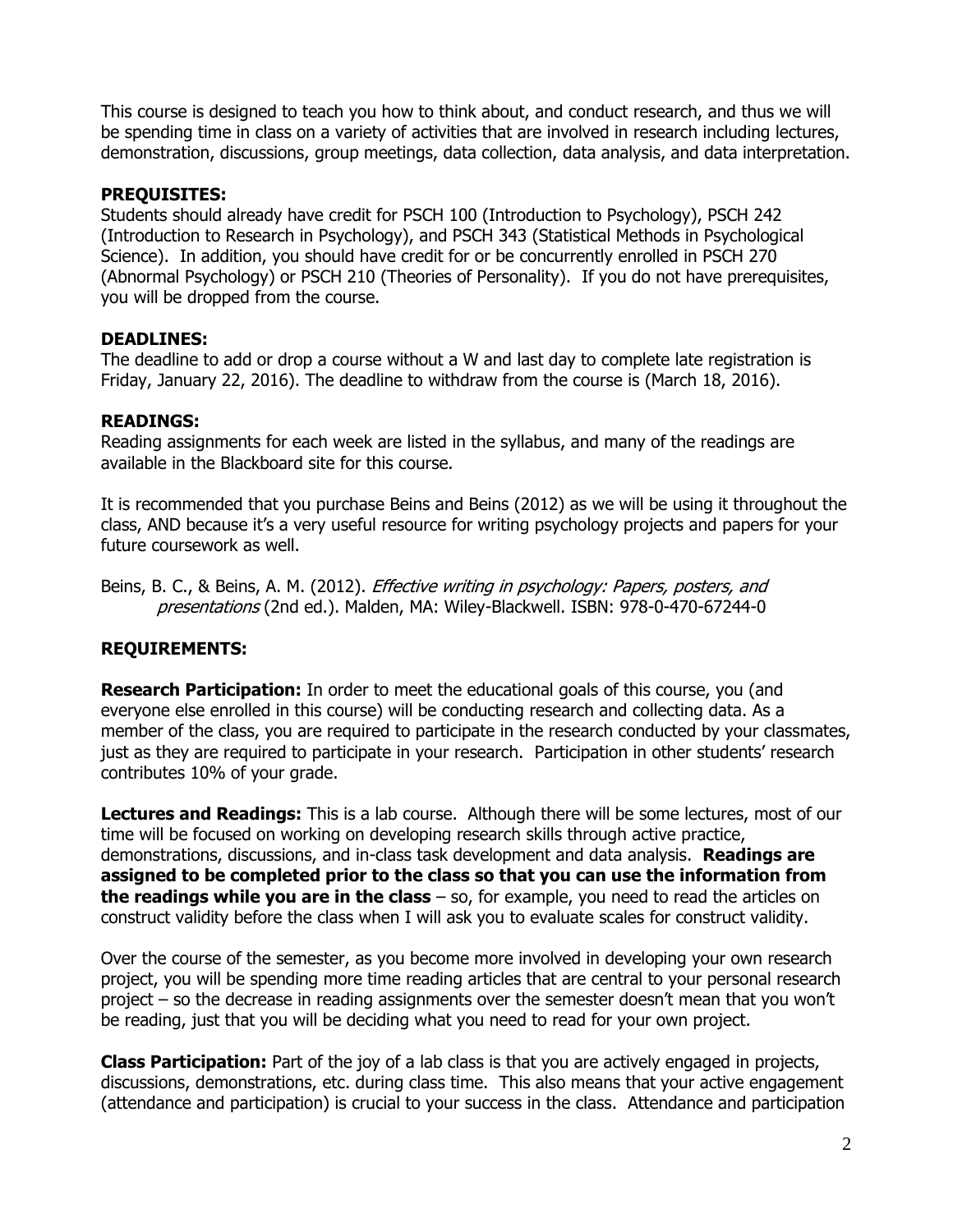This course is designed to teach you how to think about, and conduct research, and thus we will be spending time in class on a variety of activities that are involved in research including lectures, demonstration, discussions, group meetings, data collection, data analysis, and data interpretation.

**PREQUISITES:**

Students should already have credit for PSCH 100 (Introduction to Psychology), PSCH 242 (Introduction to Research in Psychology), and PSCH 343 (Statistical Methods in Psychological Science). In addition, you should have credit for or be concurrently enrolled in PSCH 270 (Abnormal Psychology) or PSCH 210 (Theories of Personality). If you do not have prerequisites, you will be dropped from the course.

**DEADLINES:**

The deadline to add or drop a course without a W and last day to complete late registration is Friday, January 22, 2016). The deadline to withdraw from the course is (March 18, 2016).

**READINGS:**

Reading assignments for each week are listed in the syllabus, and many of the readings are available in the Blackboard site for this course.

It is recommended that you purchase Beins and Beins (2012) as we will be using it throughout the class, AND because it's a very useful resource for writing psychology projects and papers for your future coursework as well.

Beins, B. C., & Beins, A. M. (2012). *Effective writing in psychology: Papers, posters, and presentations* (2nd ed.). Malden, MA: Wiley-Blackwell. ISBN: 978-0-470-67244-0

**REQUIREMENTS:**

**Research Participation:** In order to meet the educational goals of this course, you (and everyone else enrolled in this course) will be conducting research and collecting data. As a member of the class, you are required to participate in the research conducted by your classmates, just as they are required to participate in your research. Participation in other students' research contributes 10% of your grade.

**Lectures and Readings:** This is a lab course. Although there will be some lectures, most of our time will be focused on working on developing research skills through active practice, demonstrations, discussions, and in-class task development and data analysis. **Readings are assigned to be completed prior to the class so that you can use the information from the readings while you are in the class** – so, for example, you need to read the articles on construct validity before the class when I will ask you to evaluate scales for construct validity.

Over the course of the semester, as you become more involved in developing your own research project, you will be spending more time reading articles that are central to your personal research project – so the decrease in reading assignments over the semester doesn't mean that you won't be reading, just that you will be deciding what you need to read for your own project.

**Class Participation:** Part of the joy of a lab class is that you are actively engaged in projects, discussions, demonstrations, etc. during class time. This also means that your active engagement (attendance and participation) is crucial to your success in the class. Attendance and participation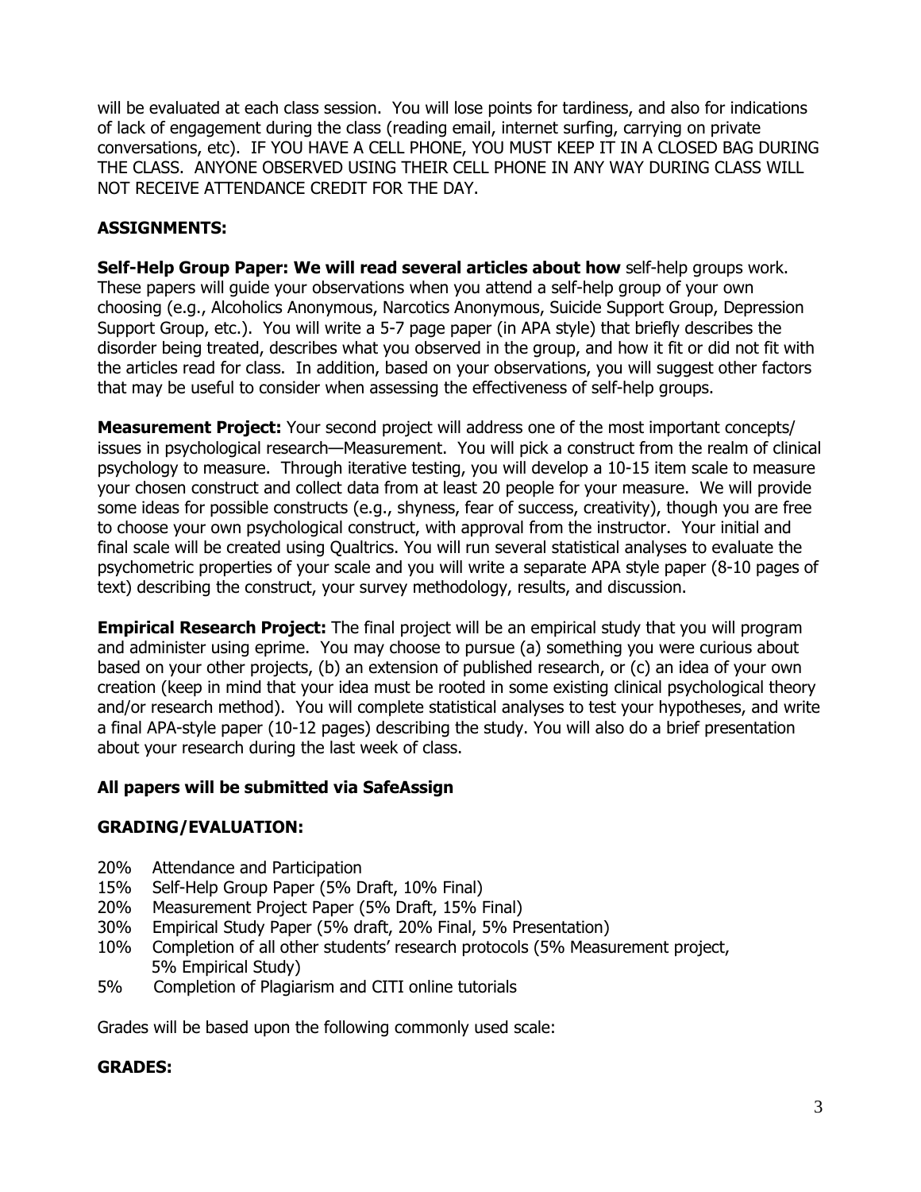will be evaluated at each class session. You will lose points for tardiness, and also for indications of lack of engagement during the class (reading email, internet surfing, carrying on private conversations, etc). IF YOU HAVE A CELL PHONE, YOU MUST KEEP IT IN A CLOSED BAG DURING THE CLASS. ANYONE OBSERVED USING THEIR CELL PHONE IN ANY WAY DURING CLASS WILL NOT RECEIVE ATTENDANCE CREDIT FOR THE DAY.

## ASSIGNMENTS:

**Self-Help Group Paper: We will read several articles about how** self-help groups work. These papers will guide your observations when you attend a self-help group of your own choosing (e.g., Alcoholics Anonymous, Narcotics Anonymous, Suicide Support Group, Depression Support Group, etc.). You will write a 5-7 page paper (in APA style) that briefly describes the disorder being treated, describes what you observed in the group, and how it fit or did not fit with the articles read for class. In addition, based on your observations, you will suggest other factors that may be useful to consider when assessing the effectiveness of self-help groups.

**Measurement Project:** Your second project will address one of the most important concepts/ issues in psychological research—Measurement. You will pick a construct from the realm of clinical psychology to measure. Through iterative testing, you will develop a 10-15 item scale to measure your chosen construct and collect data from at least 20 people for your measure. We will provide some ideas for possible constructs (e.g., shyness, fear of success, creativity), though you are free to choose your own psychological construct, with approval from the instructor. Your initial and final scale will be created using Qualtrics. You will run several statistical analyses to evaluate the psychometric properties of your scale and you will write a separate APA style paper (8-10 pages of text) describing the construct, your survey methodology, results, and discussion.

**Empirical Research Project:** The final project will be an empirical study that you will program and administer using eprime. You may choose to pursue (a) something you were curious about based on your other projects, (b) an extension of published research, or (c) an idea of your own creation (keep in mind that your idea must be rooted in some existing clinical psychological theory and/or research method). You will complete statistical analyses to test your hypotheses, and write a final APA-style paper (10-12 pages) describing the study. You will also do a brief presentation about your research during the last week of class.

**All papers will be submitted via SafeAssign**

## GRADING/EVALUATION:

- 20% Attendance and Participation
- 15% Self-Help Group Paper (5% Draft, 10% Final)
- 20% Measurement Project Paper (5% Draft, 15% Final)
- 30% Empirical Study Paper (5% draft, 20% Final, 5% Presentation)
- 10% Completion of all other students' research protocols (5% Measurement project, 5% Empirical Study)
- 5% Completion of Plagiarism and CITI online tutorials

Grades will be based upon the following commonly used scale:

## GRADES: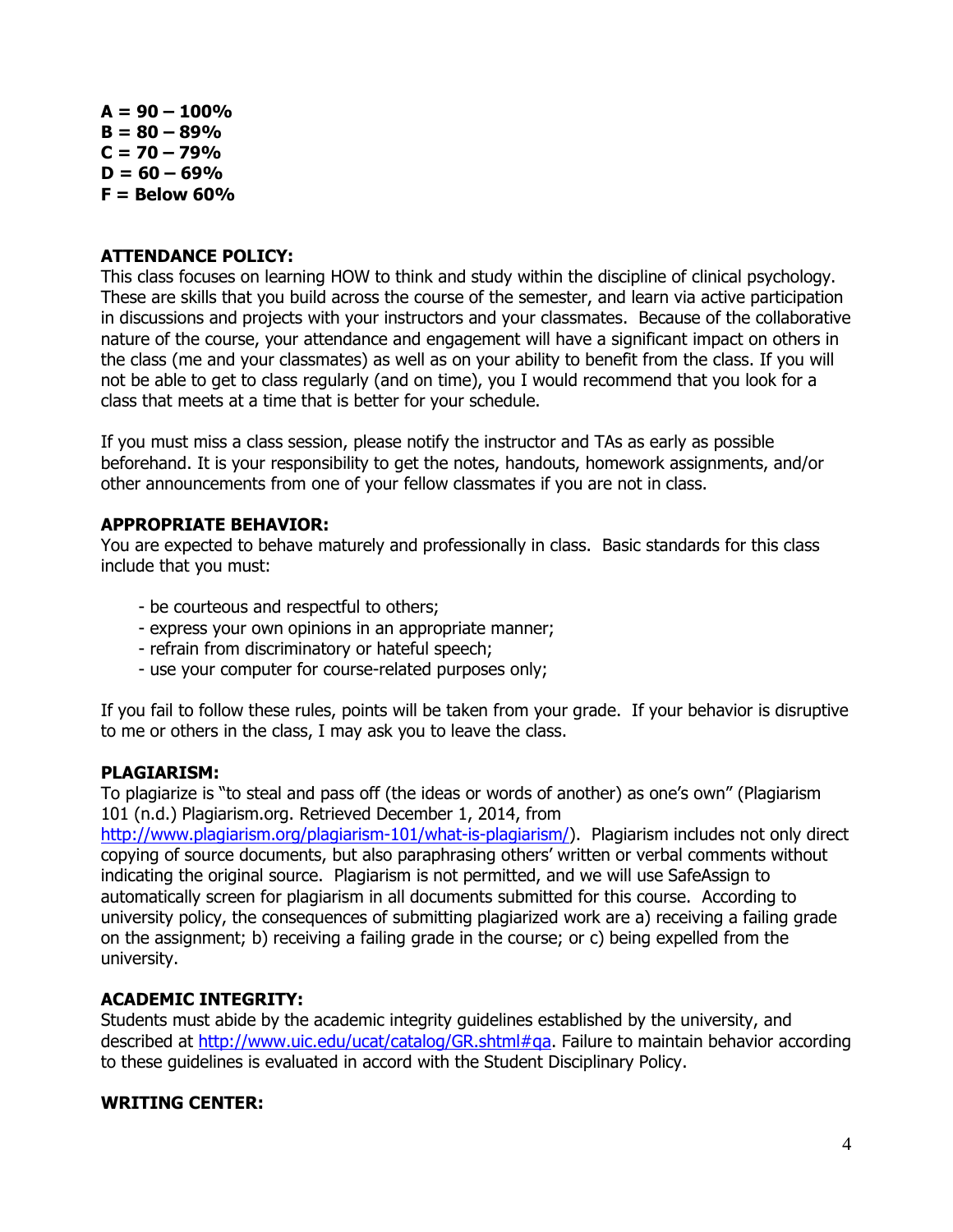**A = 90 – 100%**
**B = 80 – 89%**
**C = 70 – 79%**
**D = 60 – 69%**
**F = Below 60%**

**ATTENDANCE POLICY:**
This class focuses on learning HOW to think and study within the discipline of clinical psychology. These are skills that you build across the course of the semester, and learn via active participation in discussions and projects with your instructors and your classmates. Because of the collaborative nature of the course, your attendance and engagement will have a significant impact on others in the class (me and your classmates) as well as on your ability to benefit from the class. If you will not be able to get to class regularly (and on time), you I would recommend that you look for a class that meets at a time that is better for your schedule.

If you must miss a class session, please notify the instructor and TAs as early as possible beforehand. It is your responsibility to get the notes, handouts, homework assignments, and/or other announcements from one of your fellow classmates if you are not in class.

**APPROPRIATE BEHAVIOR:**
You are expected to behave maturely and professionally in class. Basic standards for this class include that you must:

- be courteous and respectful to others;
- express your own opinions in an appropriate manner;
- refrain from discriminatory or hateful speech;
- use your computer for course-related purposes only;

If you fail to follow these rules, points will be taken from your grade. If your behavior is disruptive to me or others in the class, I may ask you to leave the class.

**PLAGIARISM:**
To plagiarize is "to steal and pass off (the ideas or words of another) as one's own" (Plagiarism 101 (n.d.) Plagiarism.org. Retrieved December 1, 2014, from http://www.plagiarism.org/plagiarism-101/what-is-plagiarism/). Plagiarism includes not only direct copying of source documents, but also paraphrasing others' written or verbal comments without indicating the original source. Plagiarism is not permitted, and we will use SafeAssign to automatically screen for plagiarism in all documents submitted for this course. According to university policy, the consequences of submitting plagiarized work are a) receiving a failing grade on the assignment; b) receiving a failing grade in the course; or c) being expelled from the university.

**ACADEMIC INTEGRITY:**
Students must abide by the academic integrity guidelines established by the university, and described at http://www.uic.edu/ucat/catalog/GR.shtml#qa. Failure to maintain behavior according to these guidelines is evaluated in accord with the Student Disciplinary Policy.

**WRITING CENTER:**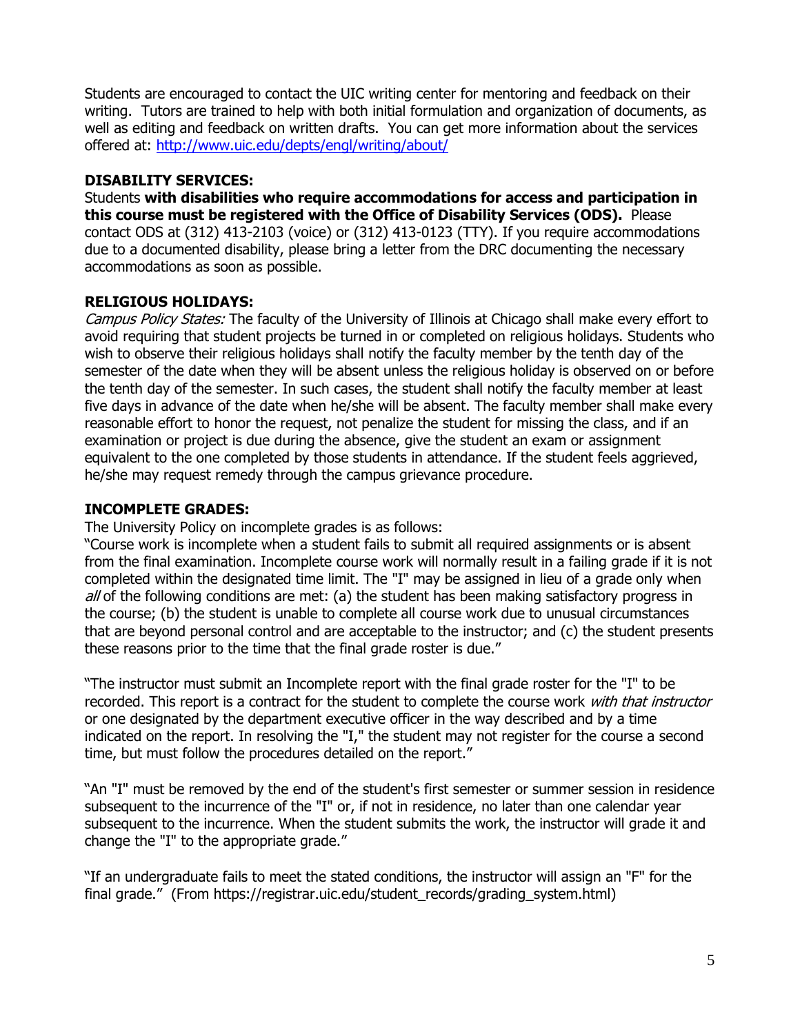Students are encouraged to contact the UIC writing center for mentoring and feedback on their writing. Tutors are trained to help with both initial formulation and organization of documents, as well as editing and feedback on written drafts. You can get more information about the services offered at: [http://www.uic.edu/depts/engl/writing/about/](http://www.uic.edu/depts/engl/writing/about/)

**DISABILITY SERVICES:**

Students **with disabilities who require accommodations for access and participation in this course must be registered with the Office of Disability Services (ODS).** Please contact ODS at (312) 413-2103 (voice) or (312) 413-0123 (TTY). If you require accommodations due to a documented disability, please bring a letter from the DRC documenting the necessary accommodations as soon as possible.

**RELIGIOUS HOLIDAYS:**

*Campus Policy States:* The faculty of the University of Illinois at Chicago shall make every effort to avoid requiring that student projects be turned in or completed on religious holidays. Students who wish to observe their religious holidays shall notify the faculty member by the tenth day of the semester of the date when they will be absent unless the religious holiday is observed on or before the tenth day of the semester. In such cases, the student shall notify the faculty member at least five days in advance of the date when he/she will be absent. The faculty member shall make every reasonable effort to honor the request, not penalize the student for missing the class, and if an examination or project is due during the absence, give the student an exam or assignment equivalent to the one completed by those students in attendance. If the student feels aggrieved, he/she may request remedy through the campus grievance procedure.

**INCOMPLETE GRADES:**

The University Policy on incomplete grades is as follows:

"Course work is incomplete when a student fails to submit all required assignments or is absent from the final examination. Incomplete course work will normally result in a failing grade if it is not completed within the designated time limit. The "I" may be assigned in lieu of a grade only when *all* of the following conditions are met: (a) the student has been making satisfactory progress in the course; (b) the student is unable to complete all course work due to unusual circumstances that are beyond personal control and are acceptable to the instructor; and (c) the student presents these reasons prior to the time that the final grade roster is due."

"The instructor must submit an Incomplete report with the final grade roster for the "I" to be recorded. This report is a contract for the student to complete the course work *with that instructor* or one designated by the department executive officer in the way described and by a time indicated on the report. In resolving the "I," the student may not register for the course a second time, but must follow the procedures detailed on the report."

"An "I" must be removed by the end of the student's first semester or summer session in residence subsequent to the incurrence of the "I" or, if not in residence, no later than one calendar year subsequent to the incurrence. When the student submits the work, the instructor will grade it and change the "I" to the appropriate grade."

"If an undergraduate fails to meet the stated conditions, the instructor will assign an "F" for the final grade." (From https://registrar.uic.edu/student_records/grading_system.html)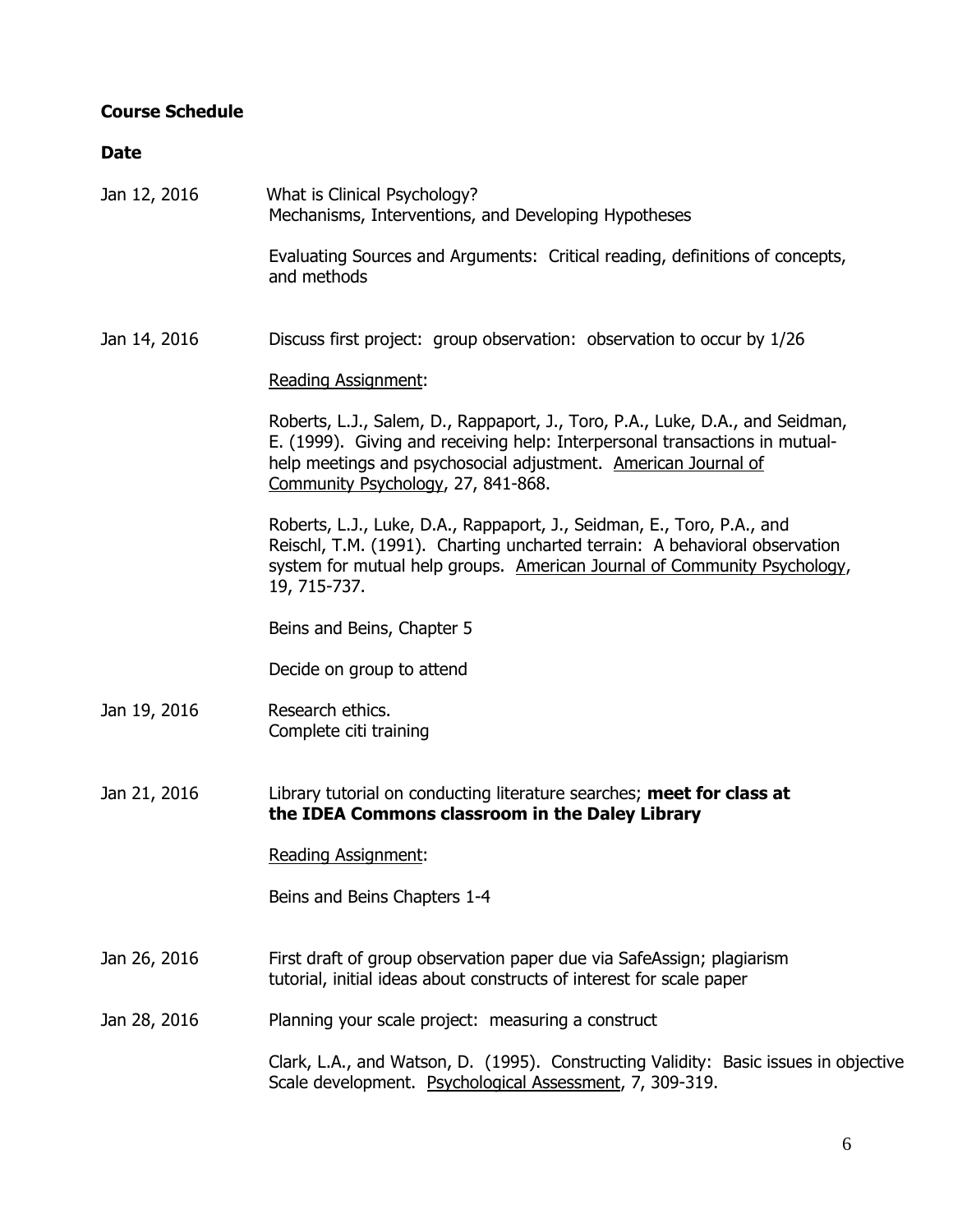**Course Schedule**

**Date**

**Jan 12, 2016**

What is Clinical Psychology?
Mechanisms, Interventions, and Developing Hypotheses

Evaluating Sources and Arguments: Critical reading, definitions of concepts, and methods

**Jan 14, 2016**

Discuss first project: group observation: observation to occur by 1/26

Reading Assignment:

Roberts, L.J., Salem, D., Rappaport, J., Toro, P.A., Luke, D.A., and Seidman, E. (1999). Giving and receiving help: Interpersonal transactions in mutual-help meetings and psychosocial adjustment. American Journal of Community Psychology, 27, 841-868.

Roberts, L.J., Luke, D.A., Rappaport, J., Seidman, E., Toro, P.A., and Reischl, T.M. (1991). Charting uncharted terrain: A behavioral observation system for mutual help groups. American Journal of Community Psychology, 19, 715-737.

Beins and Beins, Chapter 5

Decide on group to attend

**Jan 19, 2016**

Research ethics.
Complete citi training

**Jan 21, 2016**

Library tutorial on conducting literature searches; **meet for class at the IDEA Commons classroom in the Daley Library**

Reading Assignment:

Beins and Beins Chapters 1-4

**Jan 26, 2016**

First draft of group observation paper due via SafeAssign; plagiarism tutorial, initial ideas about constructs of interest for scale paper

**Jan 28, 2016**

Planning your scale project: measuring a construct

Clark, L.A., and Watson, D. (1995). Constructing Validity: Basic issues in objective Scale development. Psychological Assessment, 7, 309-319.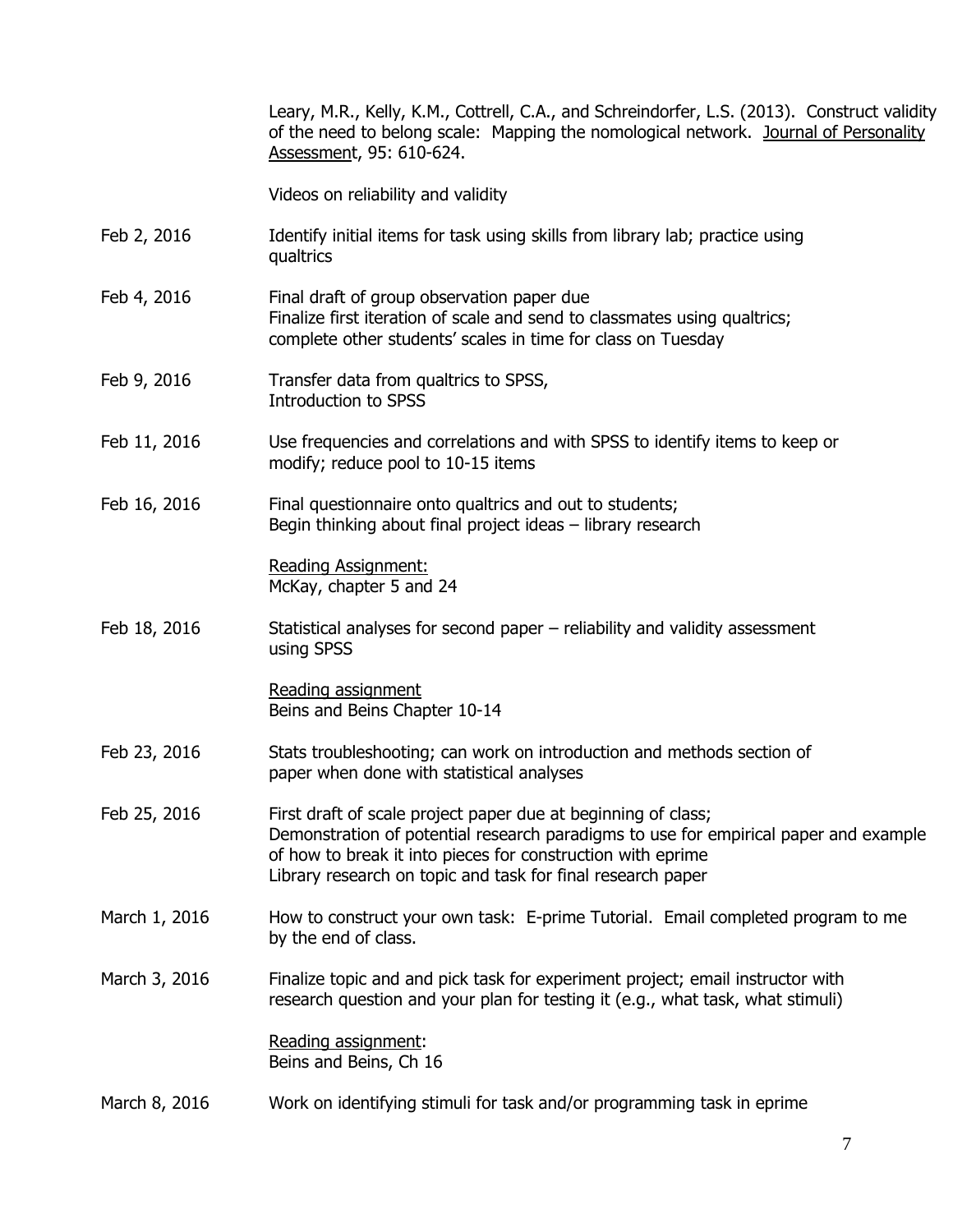| | |
|---|---|
| | Leary, M.R., Kelly, K.M., Cottrell, C.A., and Schreindorfer, L.S. (2013). Construct validity of the need to belong scale: Mapping the nomological network. Journal of Personality Assessment, 95: 610-624. |
| | Videos on reliability and validity |
| Feb 2, 2016 | Identify initial items for task using skills from library lab; practice using qualtrics |
| Feb 4, 2016 | Final draft of group observation paper due<br>Finalize first iteration of scale and send to classmates using qualtrics; complete other students' scales in time for class on Tuesday |
| Feb 9, 2016 | Transfer data from qualtrics to SPSS,<br>Introduction to SPSS |
| Feb 11, 2016 | Use frequencies and correlations and with SPSS to identify items to keep or modify; reduce pool to 10-15 items |
| Feb 16, 2016 | Final questionnaire onto qualtrics and out to students;<br>Begin thinking about final project ideas – library research<br><br>Reading Assignment:<br>McKay, chapter 5 and 24 |
| Feb 18, 2016 | Statistical analyses for second paper – reliability and validity assessment using SPSS<br><br>Reading assignment<br>Beins and Beins Chapter 10-14 |
| Feb 23, 2016 | Stats troubleshooting; can work on introduction and methods section of paper when done with statistical analyses |
| Feb 25, 2016 | First draft of scale project paper due at beginning of class;<br>Demonstration of potential research paradigms to use for empirical paper and example of how to break it into pieces for construction with eprime<br>Library research on topic and task for final research paper |
| March 1, 2016 | How to construct your own task: E-prime Tutorial. Email completed program to me by the end of class. |
| March 3, 2016 | Finalize topic and and pick task for experiment project; email instructor with research question and your plan for testing it (e.g., what task, what stimuli)<br><br>Reading assignment:<br>Beins and Beins, Ch 16 |
| March 8, 2016 | Work on identifying stimuli for task and/or programming task in eprime |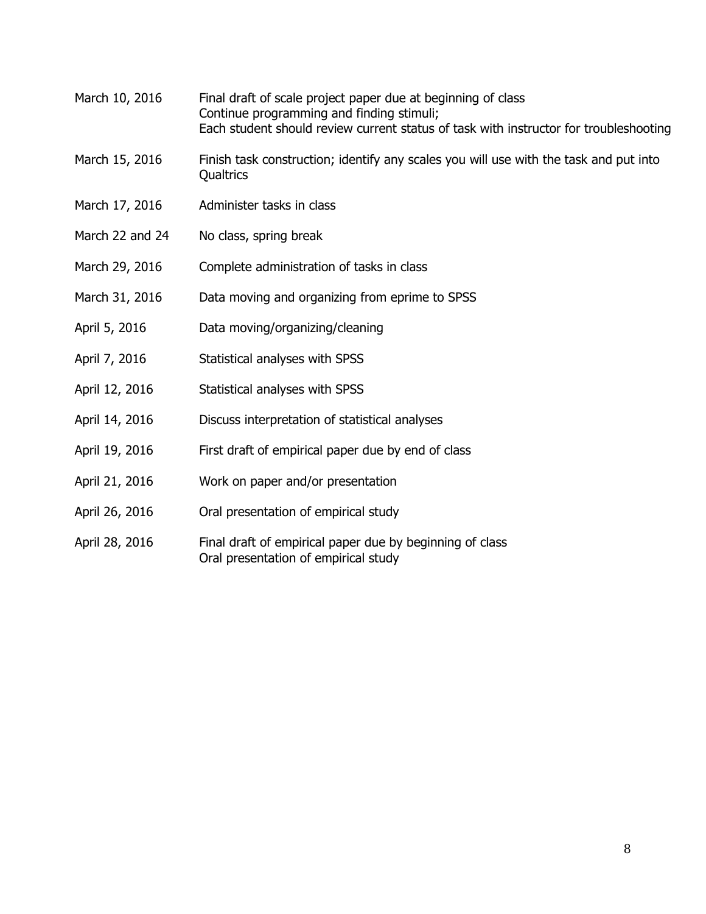| | |
|---|---|
| March 10, 2016 | Final draft of scale project paper due at beginning of class<br>Continue programming and finding stimuli;<br>Each student should review current status of task with instructor for troubleshooting |
| March 15, 2016 | Finish task construction; identify any scales you will use with the task and put into Qualtrics |
| March 17, 2016 | Administer tasks in class |
| March 22 and 24 | No class, spring break |
| March 29, 2016 | Complete administration of tasks in class |
| March 31, 2016 | Data moving and organizing from eprime to SPSS |
| April 5, 2016 | Data moving/organizing/cleaning |
| April 7, 2016 | Statistical analyses with SPSS |
| April 12, 2016 | Statistical analyses with SPSS |
| April 14, 2016 | Discuss interpretation of statistical analyses |
| April 19, 2016 | First draft of empirical paper due by end of class |
| April 21, 2016 | Work on paper and/or presentation |
| April 26, 2016 | Oral presentation of empirical study |
| April 28, 2016 | Final draft of empirical paper due by beginning of class<br>Oral presentation of empirical study |